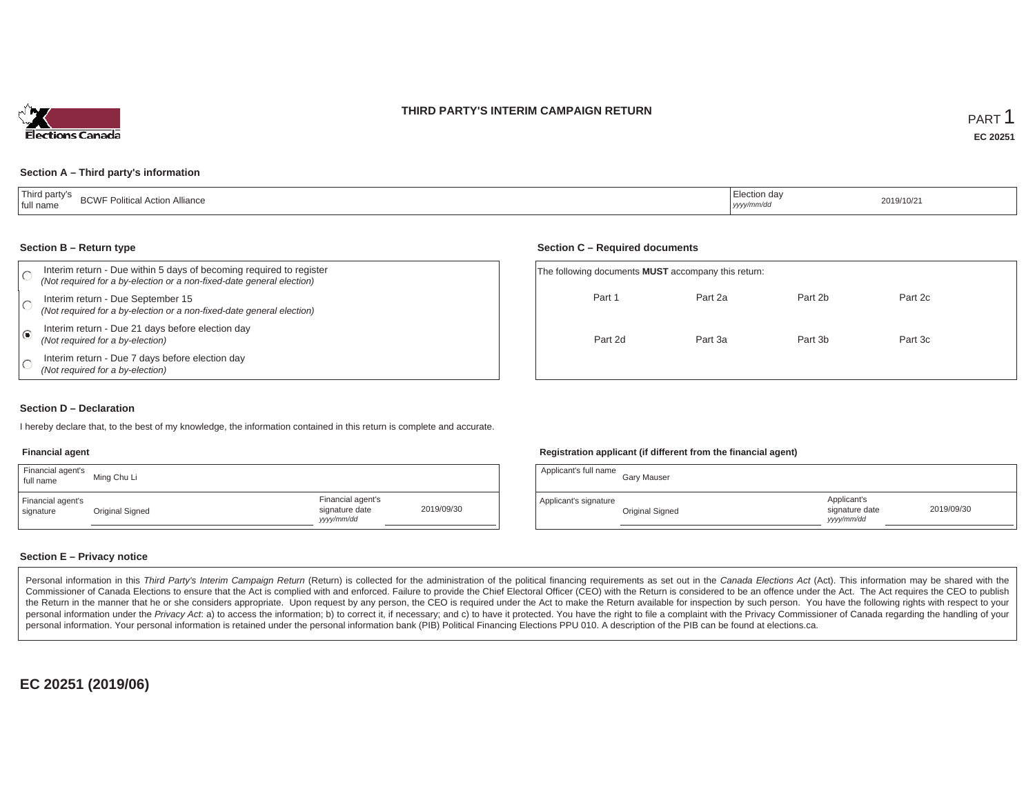# THIRD PARTY'S INTERIM CAMPAIGN RETURN

PART 1

**EC 20251**

### Section A – Third party's information

| Third party's full name | BCWF Political Action Alliance | Election day *yyyy/mm/dd* | 2019/10/21 |
|---|---|---|---|

### Section B – Return type

- ○ Interim return - Due within 5 days of becoming required to register *(Not required for a by-election or a non-fixed-date general election)*
- ○ Interim return - Due September 15 *(Not required for a by-election or a non-fixed-date general election)*
- ◉ Interim return - Due 21 days before election day *(Not required for a by-election)*
- ○ Interim return - Due 7 days before election day *(Not required for a by-election)*

### Section C – Required documents

The following documents **MUST** accompany this return:

| | | | |
|---|---|---|---|
| Part 1 | Part 2a | Part 2b | Part 2c |
| Part 2d | Part 3a | Part 3b | Part 3c |

### Section D – Declaration

I hereby declare that, to the best of my knowledge, the information contained in this return is complete and accurate.

**Financial agent**

| Financial agent's full name | Ming Chu Li | | |
|---|---|---|---|
| Financial agent's signature | Original Signed | Financial agent's signature date *yyyy/mm/dd* | 2019/09/30 |

**Registration applicant (if different from the financial agent)**

| Applicant's full name | Gary Mauser | | |
|---|---|---|---|
| Applicant's signature | Original Signed | Applicant's signature date *yyyy/mm/dd* | 2019/09/30 |

### Section E – Privacy notice

Personal information in this *Third Party's Interim Campaign Return* (Return) is collected for the administration of the political financing requirements as set out in the *Canada Elections Act* (Act). This information may be shared with the Commissioner of Canada Elections to ensure that the Act is complied with and enforced. Failure to provide the Chief Electoral Officer (CEO) with the Return is considered to be an offence under the Act. The Act requires the CEO to publish the Return in the manner that he or she considers appropriate. Upon request by any person, the CEO is required under the Act to make the Return available for inspection by such person. You have the following rights with respect to your personal information under the *Privacy Act*: a) to access the information; b) to correct it, if necessary; and c) to have it protected. You have the right to file a complaint with the Privacy Commissioner of Canada regarding the handling of your personal information. Your personal information is retained under the personal information bank (PIB) Political Financing Elections PPU 010. A description of the PIB can be found at elections.ca.

**EC 20251 (2019/06)**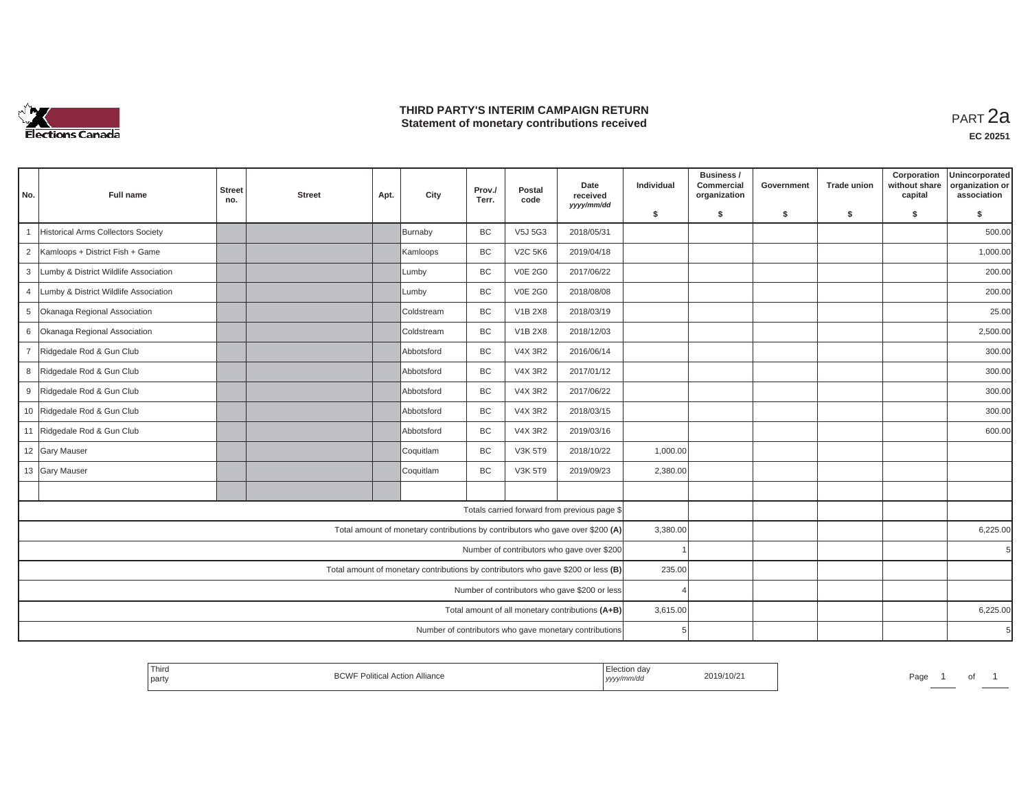# THIRD PARTY'S INTERIM CAMPAIGN RETURN
## Statement of monetary contributions received

PART 2a

**EC 20251**

| No. | Full name | Street no. | Street | Apt. | City | Prov./ Terr. | Postal code | Date received yyyy/mm/dd | Individual $ | Business / Commercial organization $ | Government $ | Trade union $ | Corporation without share capital $ | Unincorporated organization or association $ |
|---|---|---|---|---|---|---|---|---|---|---|---|---|---|---|
| 1 | Historical Arms Collectors Society | | | | Burnaby | BC | V5J 5G3 | 2018/05/31 | | | | | | 500.00 |
| 2 | Kamloops + District Fish + Game | | | | Kamloops | BC | V2C 5K6 | 2019/04/18 | | | | | | 1,000.00 |
| 3 | Lumby & District Wildlife Association | | | | Lumby | BC | V0E 2G0 | 2017/06/22 | | | | | | 200.00 |
| 4 | Lumby & District Wildlife Association | | | | Lumby | BC | V0E 2G0 | 2018/08/08 | | | | | | 200.00 |
| 5 | Okanaga Regional Association | | | | Coldstream | BC | V1B 2X8 | 2018/03/19 | | | | | | 25.00 |
| 6 | Okanaga Regional Association | | | | Coldstream | BC | V1B 2X8 | 2018/12/03 | | | | | | 2,500.00 |
| 7 | Ridgedale Rod & Gun Club | | | | Abbotsford | BC | V4X 3R2 | 2016/06/14 | | | | | | 300.00 |
| 8 | Ridgedale Rod & Gun Club | | | | Abbotsford | BC | V4X 3R2 | 2017/01/12 | | | | | | 300.00 |
| 9 | Ridgedale Rod & Gun Club | | | | Abbotsford | BC | V4X 3R2 | 2017/06/22 | | | | | | 300.00 |
| 10 | Ridgedale Rod & Gun Club | | | | Abbotsford | BC | V4X 3R2 | 2018/03/15 | | | | | | 300.00 |
| 11 | Ridgedale Rod & Gun Club | | | | Abbotsford | BC | V4X 3R2 | 2019/03/16 | | | | | | 600.00 |
| 12 | Gary Mauser | | | | Coquitlam | BC | V3K 5T9 | 2018/10/22 | 1,000.00 | | | | | |
| 13 | Gary Mauser | | | | Coquitlam | BC | V3K 5T9 | 2019/09/23 | 2,380.00 | | | | | |
| | | | | | | | | | | | | | | |
| | Totals carried forward from previous page $ | | | | | | | | | | | | | |
| | Total amount of monetary contributions by contributors who gave over $200 **(A)** | | | | | | | | 3,380.00 | | | | | 6,225.00 |
| | Number of contributors who gave over $200 | | | | | | | | 1 | | | | | 5 |
| | Total amount of monetary contributions by contributors who gave $200 or less **(B)** | | | | | | | | 235.00 | | | | | |
| | Number of contributors who gave $200 or less | | | | | | | | 4 | | | | | |
| | Total amount of all monetary contributions **(A+B)** | | | | | | | | 3,615.00 | | | | | 6,225.00 |
| | Number of contributors who gave monetary contributions | | | | | | | | 5 | | | | | 5 |

| Third party | BCWF Political Action Alliance | Election day yyyy/mm/dd | 2019/10/21 |
|---|---|---|---|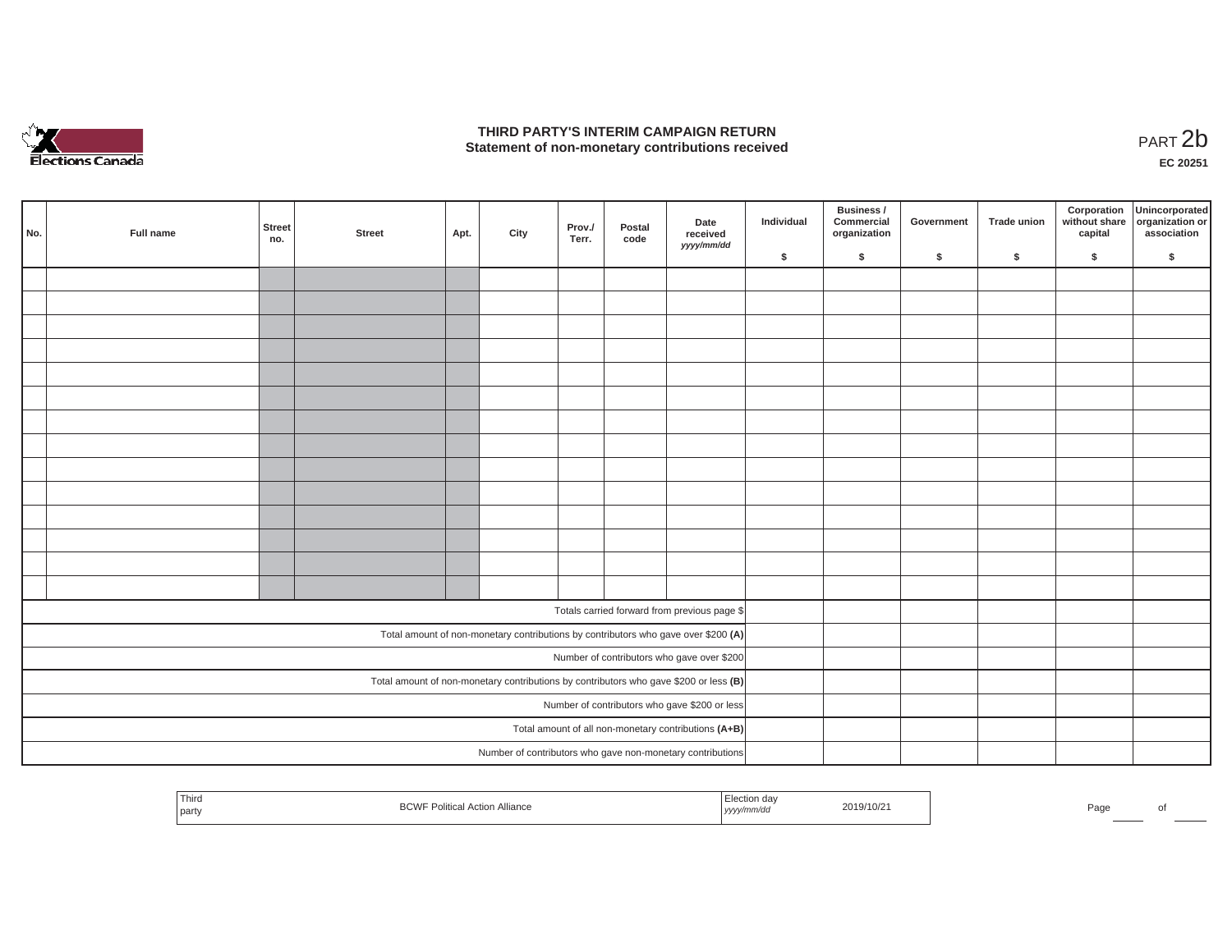# THIRD PARTY'S INTERIM CAMPAIGN RETURN
## Statement of non-monetary contributions received

PART 2b

**EC 20251**

| No. | Full name | Street no. | Street | Apt. | City | Prov./ Terr. | Postal code | Date received *yyyy/mm/dd* | Individual $ | Business / Commercial organization $ | Government $ | Trade union $ | Corporation without share capital $ | Unincorporated organization or association $ |
|---|---|---|---|---|---|---|---|---|---|---|---|---|---|---|
| | | | | | | | | | | | | | | |
| | | | | | | | | | | | | | | |
| | | | | | | | | | | | | | | |
| | | | | | | | | | | | | | | |
| | | | | | | | | | | | | | | |
| | | | | | | | | | | | | | | |
| | | | | | | | | | | | | | | |
| | | | | | | | | | | | | | | |
| | | | | | | | | | | | | | | |
| | | | | | | | | | | | | | | |
| | | | | | | | | | | | | | | |
| | | | | | | | | | | | | | | |
| | | | | | | | | | | | | | | |
| | | | | | | | | | | | | | | |
| Totals carried forward from previous page $ | | | | | | | | | | | | | | |
| Total amount of non-monetary contributions by contributors who gave over $200 **(A)** | | | | | | | | | | | | | | |
| Number of contributors who gave over $200 | | | | | | | | | | | | | | |
| Total amount of non-monetary contributions by contributors who gave $200 or less **(B)** | | | | | | | | | | | | | | |
| Number of contributors who gave $200 or less | | | | | | | | | | | | | | |
| Total amount of all non-monetary contributions **(A+B)** | | | | | | | | | | | | | | |
| Number of contributors who gave non-monetary contributions | | | | | | | | | | | | | | |

| Third party | BCWF Political Action Alliance | Election day *yyyy/mm/dd* | 2019/10/21 |
|---|---|---|---|

Page ____ of ____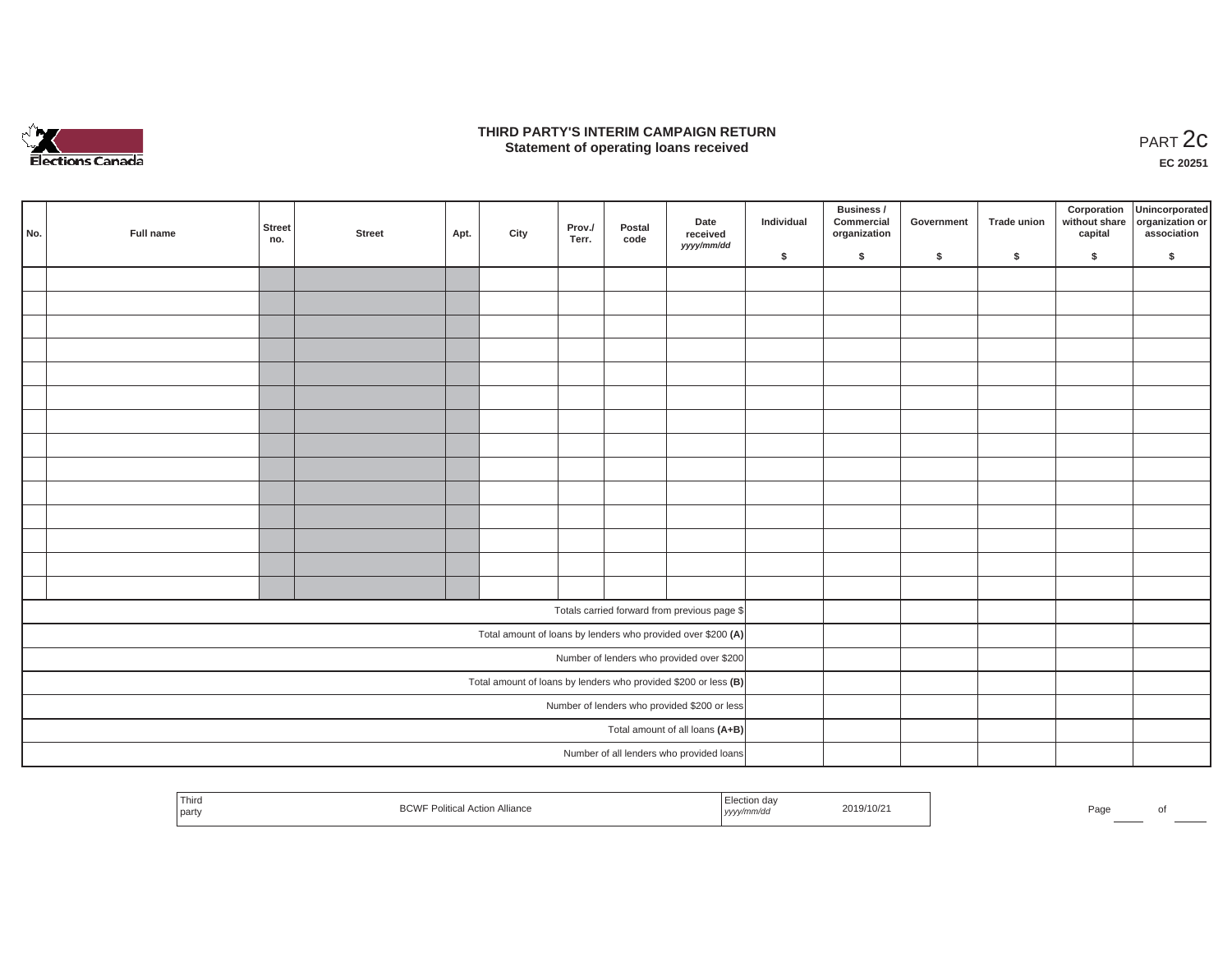# THIRD PARTY'S INTERIM CAMPAIGN RETURN
## Statement of operating loans received

PART 2c

**EC 20251**

| No. | Full name | Street no. | Street | Apt. | City | Prov./ Terr. | Postal code | Date received *yyyy/mm/dd* | Individual $ | Business / Commercial organization $ | Government $ | Trade union $ | Corporation without share capital $ | Unincorporated organization or association $ |
|---|---|---|---|---|---|---|---|---|---|---|---|---|---|---|
| | | | | | | | | | | | | | | |
| | | | | | | | | | | | | | | |
| | | | | | | | | | | | | | | |
| | | | | | | | | | | | | | | |
| | | | | | | | | | | | | | | |
| | | | | | | | | | | | | | | |
| | | | | | | | | | | | | | | |
| | | | | | | | | | | | | | | |
| | | | | | | | | | | | | | | |
| | | | | | | | | | | | | | | |
| | | | | | | | | | | | | | | |
| | | | | | | | | | | | | | | |
| | | | | | | | | | | | | | | |
| | | | | | | | | | | | | | | |
| Totals carried forward from previous page $ | | | | | | | | | | | | | | |
| Total amount of loans by lenders who provided over $200 **(A)** | | | | | | | | | | | | | | |
| Number of lenders who provided over $200 | | | | | | | | | | | | | | |
| Total amount of loans by lenders who provided $200 or less **(B)** | | | | | | | | | | | | | | |
| Number of lenders who provided $200 or less | | | | | | | | | | | | | | |
| Total amount of all loans **(A+B)** | | | | | | | | | | | | | | |
| Number of all lenders who provided loans | | | | | | | | | | | | | | |

| Third party | BCWF Political Action Alliance | Election day *yyyy/mm/dd* | 2019/10/21 |
|---|---|---|---|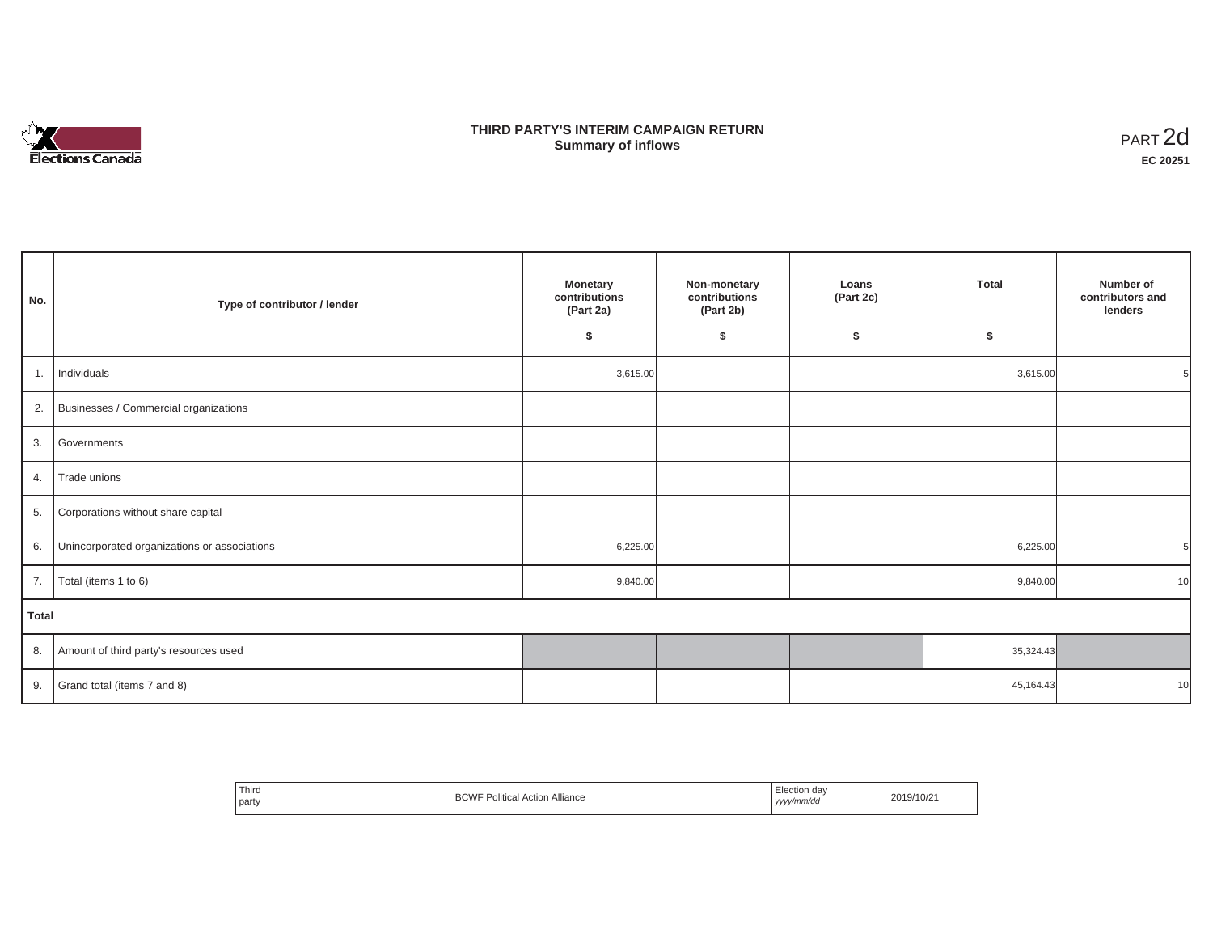# THIRD PARTY'S INTERIM CAMPAIGN RETURN
## Summary of inflows

PART 2d
**EC 20251**

| No. | Type of contributor / lender | Monetary contributions (Part 2a) $ | Non-monetary contributions (Part 2b) $ | Loans (Part 2c) $ | Total $ | Number of contributors and lenders |
|---|---|---|---|---|---|---|
| 1. | Individuals | 3,615.00 | | | 3,615.00 | 5 |
| 2. | Businesses / Commercial organizations | | | | | |
| 3. | Governments | | | | | |
| 4. | Trade unions | | | | | |
| 5. | Corporations without share capital | | | | | |
| 6. | Unincorporated organizations or associations | 6,225.00 | | | 6,225.00 | 5 |
| 7. | Total (items 1 to 6) | 9,840.00 | | | 9,840.00 | 10 |
| **Total** | | | | | | |
| 8. | Amount of third party's resources used | | | | 35,324.43 | |
| 9. | Grand total (items 7 and 8) | | | | 45,164.43 | 10 |

| Third party | BCWF Political Action Alliance | Election day *yyyy/mm/dd* | 2019/10/21 |
|---|---|---|---|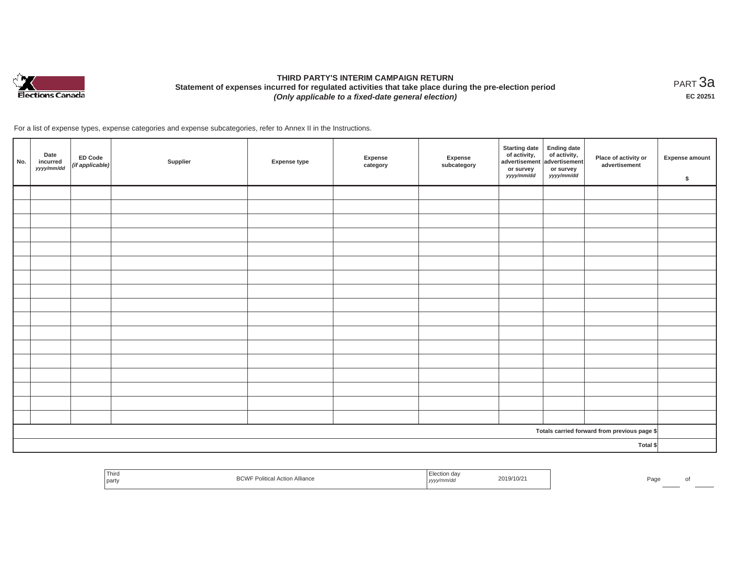# THIRD PARTY'S INTERIM CAMPAIGN RETURN

## Statement of expenses incurred for regulated activities that take place during the pre-election period

*(Only applicable to a fixed-date general election)*

PART 3a

EC 20251

For a list of expense types, expense categories and expense subcategories, refer to Annex II in the Instructions.

| No. | Date incurred *yyyy/mm/dd* | ED Code *(if applicable)* | Supplier | Expense type | Expense category | Expense subcategory | Starting date of activity, advertisement or survey *yyyy/mm/dd* | Ending date of activity, advertisement or survey *yyyy/mm/dd* | Place of activity or advertisement | Expense amount $ |
|---|---|---|---|---|---|---|---|---|---|---|
| | | | | | | | | | | |
| | | | | | | | | | | |
| | | | | | | | | | | |
| | | | | | | | | | | |
| | | | | | | | | | | |
| | | | | | | | | | | |
| | | | | | | | | | | |
| | | | | | | | | | | |
| | | | | | | | | | | |
| | | | | | | | | | | |
| | | | | | | | | | | |
| | | | | | | | | | | |
| | | | | | | | | | | |
| | | | | | | | | | | |
| | | | | | | | | | | |
| | | | | | | | | | | |
| | | | | | | | | | | |
| | | | | | | | | | Totals carried forward from previous page $ | |
| | | | | | | | | | Total $ | |

| Third party | BCWF Political Action Alliance | Election day *yyyy/mm/dd* | 2019/10/21 |
|---|---|---|---|

Page ____ of ____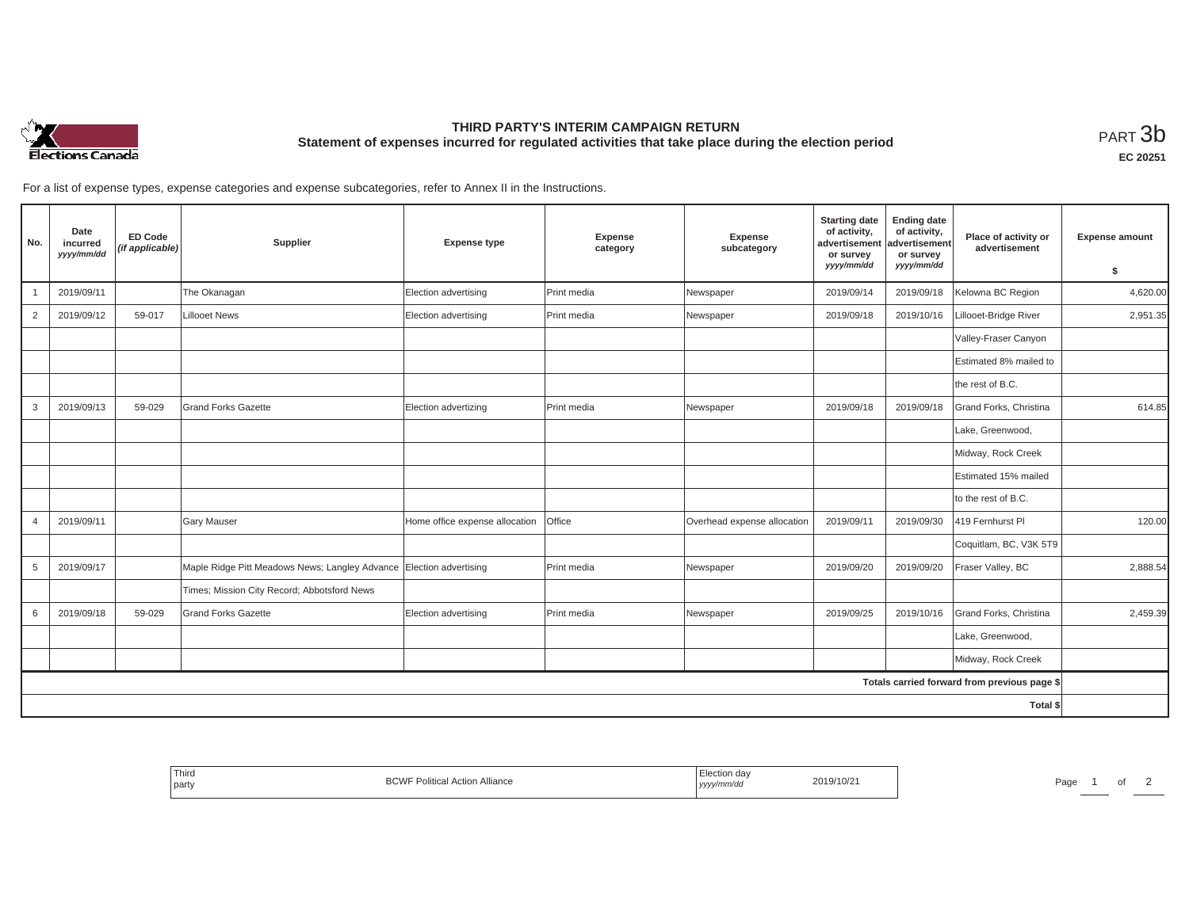# THIRD PARTY'S INTERIM CAMPAIGN RETURN

## Statement of expenses incurred for regulated activities that take place during the election period

PART 3b

EC 20251

For a list of expense types, expense categories and expense subcategories, refer to Annex II in the Instructions.

| No. | Date incurred *yyyy/mm/dd* | ED Code *(if applicable)* | Supplier | Expense type | Expense category | Expense subcategory | Starting date of activity, advertisement or survey *yyyy/mm/dd* | Ending date of activity, advertisement or survey *yyyy/mm/dd* | Place of activity or advertisement | Expense amount $ |
|---|---|---|---|---|---|---|---|---|---|---|
| 1 | 2019/09/11 | | The Okanagan | Election advertising | Print media | Newspaper | 2019/09/14 | 2019/09/18 | Kelowna BC Region | 4,620.00 |
| 2 | 2019/09/12 | 59-017 | Lillooet News | Election advertising | Print media | Newspaper | 2019/09/18 | 2019/10/16 | Lillooet-Bridge River | 2,951.35 |
| | | | | | | | | | Valley-Fraser Canyon | |
| | | | | | | | | | Estimated 8% mailed to | |
| | | | | | | | | | the rest of B.C. | |
| 3 | 2019/09/13 | 59-029 | Grand Forks Gazette | Election advertizing | Print media | Newspaper | 2019/09/18 | 2019/09/18 | Grand Forks, Christina | 614.85 |
| | | | | | | | | | Lake, Greenwood, | |
| | | | | | | | | | Midway, Rock Creek | |
| | | | | | | | | | Estimated 15% mailed | |
| | | | | | | | | | to the rest of B.C. | |
| 4 | 2019/09/11 | | Gary Mauser | Home office expense allocation | Office | Overhead expense allocation | 2019/09/11 | 2019/09/30 | 419 Fernhurst Pl | 120.00 |
| | | | | | | | | | Coquitlam, BC, V3K 5T9 | |
| 5 | 2019/09/17 | | Maple Ridge Pitt Meadows News; Langley Advance | Election advertising | Print media | Newspaper | 2019/09/20 | 2019/09/20 | Fraser Valley, BC | 2,888.54 |
| | | | Times; Mission City Record; Abbotsford News | | | | | | | |
| 6 | 2019/09/18 | 59-029 | Grand Forks Gazette | Election advertising | Print media | Newspaper | 2019/09/25 | 2019/10/16 | Grand Forks, Christina | 2,459.39 |
| | | | | | | | | | Lake, Greenwood, | |
| | | | | | | | | | Midway, Rock Creek | |
| | | | | | | | | | Totals carried forward from previous page $ | |
| | | | | | | | | | Total $ | |

| Third party | BCWF Political Action Alliance | Election day *yyyy/mm/dd* | 2019/10/21 |
|---|---|---|---|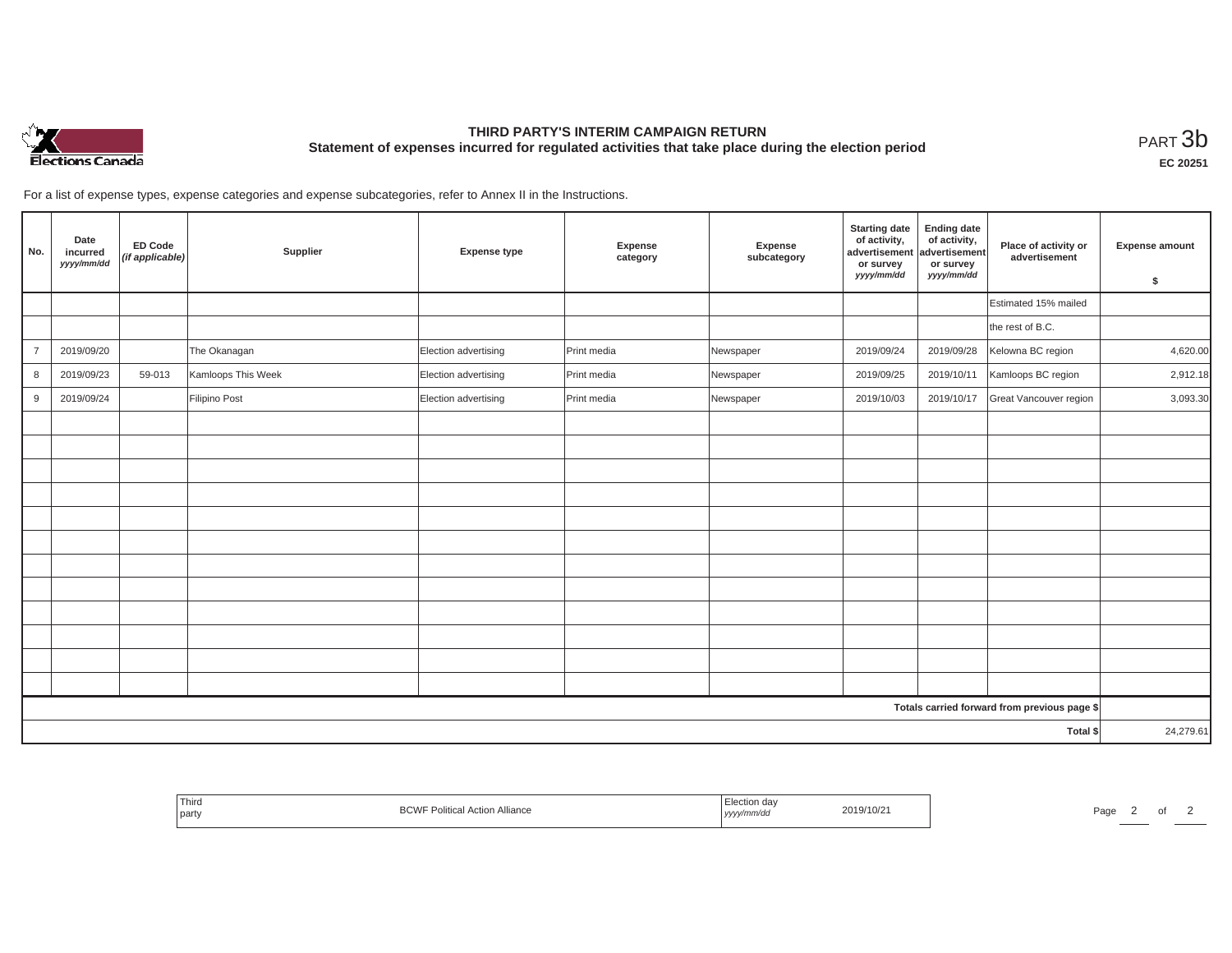# THIRD PARTY'S INTERIM CAMPAIGN RETURN

## Statement of expenses incurred for regulated activities that take place during the election period

PART 3b

**EC 20251**

For a list of expense types, expense categories and expense subcategories, refer to Annex II in the Instructions.

| No. | Date incurred *yyyy/mm/dd* | ED Code *(if applicable)* | Supplier | Expense type | Expense category | Expense subcategory | Starting date of activity, advertisement or survey *yyyy/mm/dd* | Ending date of activity, advertisement or survey *yyyy/mm/dd* | Place of activity or advertisement | Expense amount $ |
|---|---|---|---|---|---|---|---|---|---|---|
| | | | | | | | | | Estimated 15% mailed | |
| | | | | | | | | | the rest of B.C. | |
| 7 | 2019/09/20 | | The Okanagan | Election advertising | Print media | Newspaper | 2019/09/24 | 2019/09/28 | Kelowna BC region | 4,620.00 |
| 8 | 2019/09/23 | 59-013 | Kamloops This Week | Election advertising | Print media | Newspaper | 2019/09/25 | 2019/10/11 | Kamloops BC region | 2,912.18 |
| 9 | 2019/09/24 | | Filipino Post | Election advertising | Print media | Newspaper | 2019/10/03 | 2019/10/17 | Great Vancouver region | 3,093.30 |
| | | | | | | | | | | |
| | | | | | | | | | | |
| | | | | | | | | | | |
| | | | | | | | | | | |
| | | | | | | | | | | |
| | | | | | | | | | | |
| | | | | | | | | | | |
| | | | | | | | | | | |
| | | | | | | | | | | |
| | | | | | | | | | | |
| | | | | | | | | | | |
| | | | | | | | | | | |
| | | | | | | | | | **Totals carried forward from previous page $** | |
| | | | | | | | | | **Total $** | 24,279.61 |

| Third party | BCWF Political Action Alliance | Election day *yyyy/mm/dd* | 2019/10/21 |
|---|---|---|---|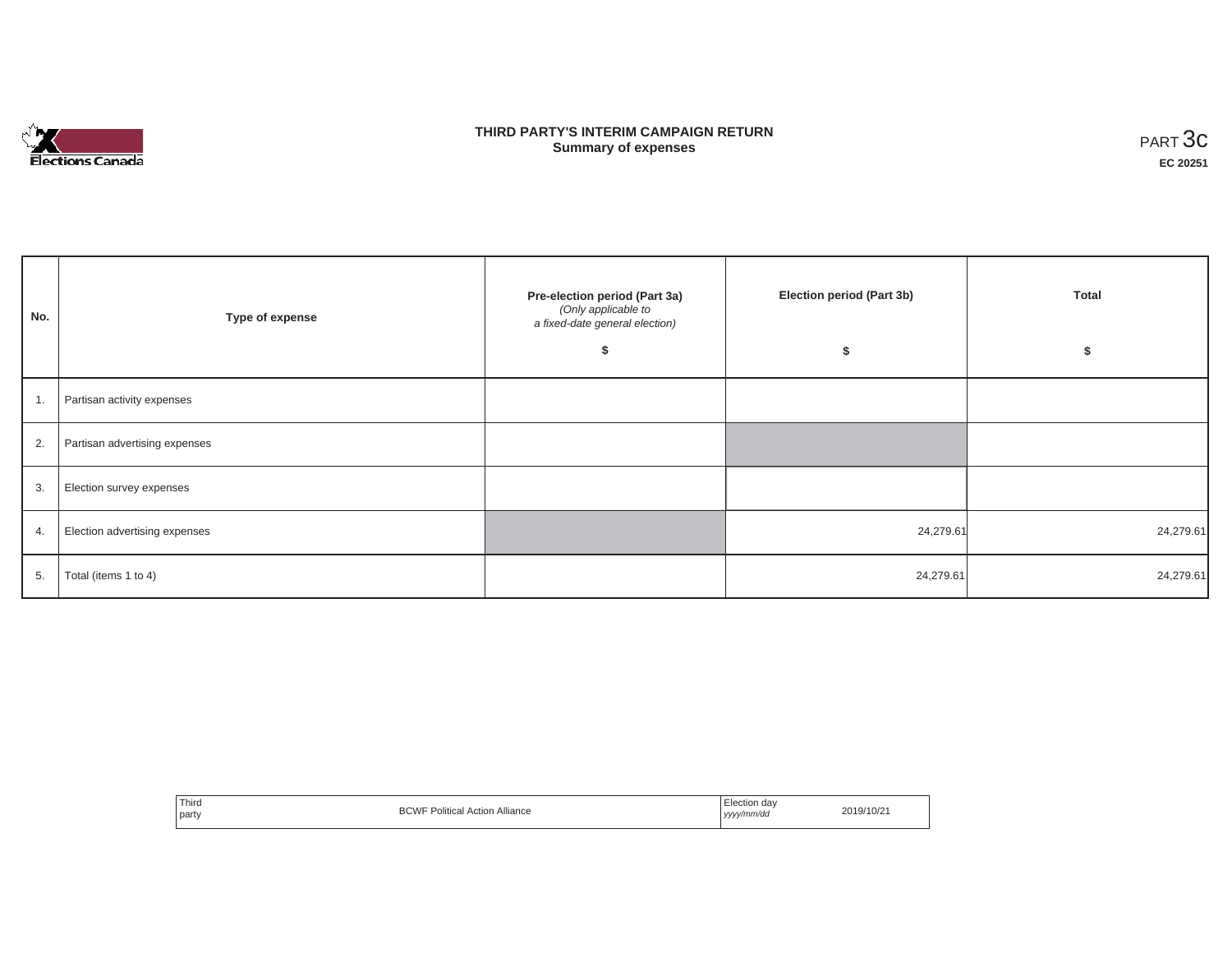Elections Canada

# THIRD PARTY'S INTERIM CAMPAIGN RETURN
## Summary of expenses

PART 3c
**EC 20251**

| No. | Type of expense | Pre-election period (Part 3a) *(Only applicable to a fixed-date general election)* $ | Election period (Part 3b) $ | Total $ |
|---|---|---|---|---|
| 1. | Partisan activity expenses | | | |
| 2. | Partisan advertising expenses | | | |
| 3. | Election survey expenses | | | |
| 4. | Election advertising expenses | | 24,279.61 | 24,279.61 |
| 5. | Total (items 1 to 4) | | 24,279.61 | 24,279.61 |

| Third party | BCWF Political Action Alliance | Election day *yyyy/mm/dd* | 2019/10/21 |
|---|---|---|---|